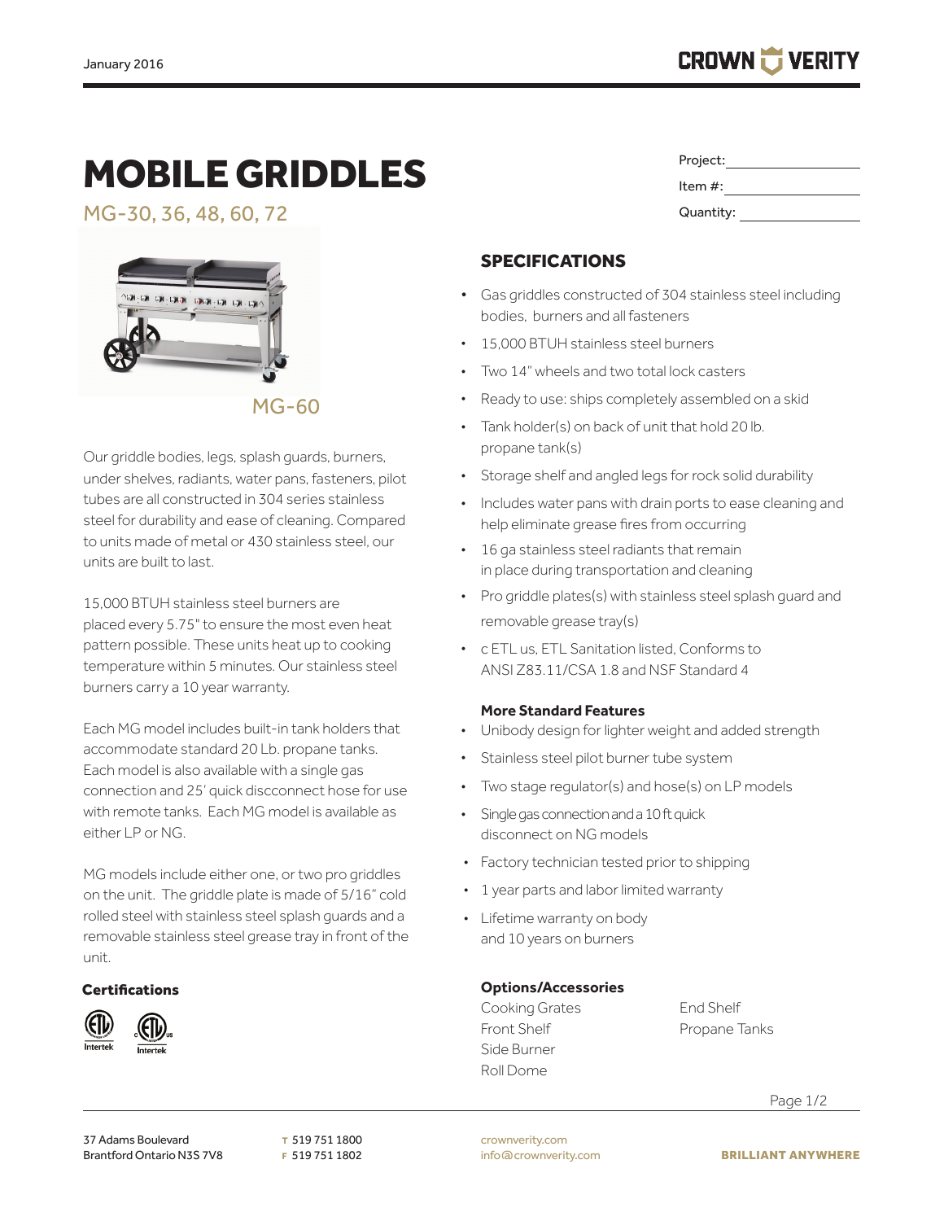January 2016

# MOBILE GRIDDLES

MG-30, 36, 48, 60, 72

| Project: | |
|---|---|
| Item #: | |
| Quantity: | |

MG-60

Our griddle bodies, legs, splash guards, burners, under shelves, radiants, water pans, fasteners, pilot tubes are all constructed in 304 series stainless steel for durability and ease of cleaning. Compared to units made of metal or 430 stainless steel, our units are built to last.

15,000 BTUH stainless steel burners are placed every 5.75" to ensure the most even heat pattern possible. These units heat up to cooking temperature within 5 minutes. Our stainless steel burners carry a 10 year warranty.

Each MG model includes built-in tank holders that accommodate standard 20 Lb. propane tanks. Each model is also available with a single gas connection and 25' quick discconnect hose for use with remote tanks. Each MG model is available as either LP or NG.

MG models include either one, or two pro griddles on the unit. The griddle plate is made of 5/16" cold rolled steel with stainless steel splash guards and a removable stainless steel grease tray in front of the unit.

### Certifications

## SPECIFICATIONS

- Gas griddles constructed of 304 stainless steel including bodies, burners and all fasteners
- 15,000 BTUH stainless steel burners
- Two 14" wheels and two total lock casters
- Ready to use: ships completely assembled on a skid
- Tank holder(s) on back of unit that hold 20 lb. propane tank(s)
- Storage shelf and angled legs for rock solid durability
- Includes water pans with drain ports to ease cleaning and help eliminate grease fires from occurring
- 16 ga stainless steel radiants that remain in place during transportation and cleaning
- Pro griddle plates(s) with stainless steel splash guard and removable grease tray(s)
- c ETL us, ETL Sanitation listed, Conforms to ANSI Z83.11/CSA 1.8 and NSF Standard 4

### More Standard Features

- Unibody design for lighter weight and added strength
- Stainless steel pilot burner tube system
- Two stage regulator(s) and hose(s) on LP models
- Single gas connection and a 10 ft quick disconnect on NG models
- Factory technician tested prior to shipping
- 1 year parts and labor limited warranty
- Lifetime warranty on body and 10 years on burners

### Options/Accessories

Cooking Grates
Front Shelf
Side Burner
Roll Dome
End Shelf
Propane Tanks

37 Adams Boulevard
Brantford Ontario N3S 7V8

T 519 751 1800
F 519 751 1802

crownverity.com
info@crownverity.com

BRILLIANT ANYWHERE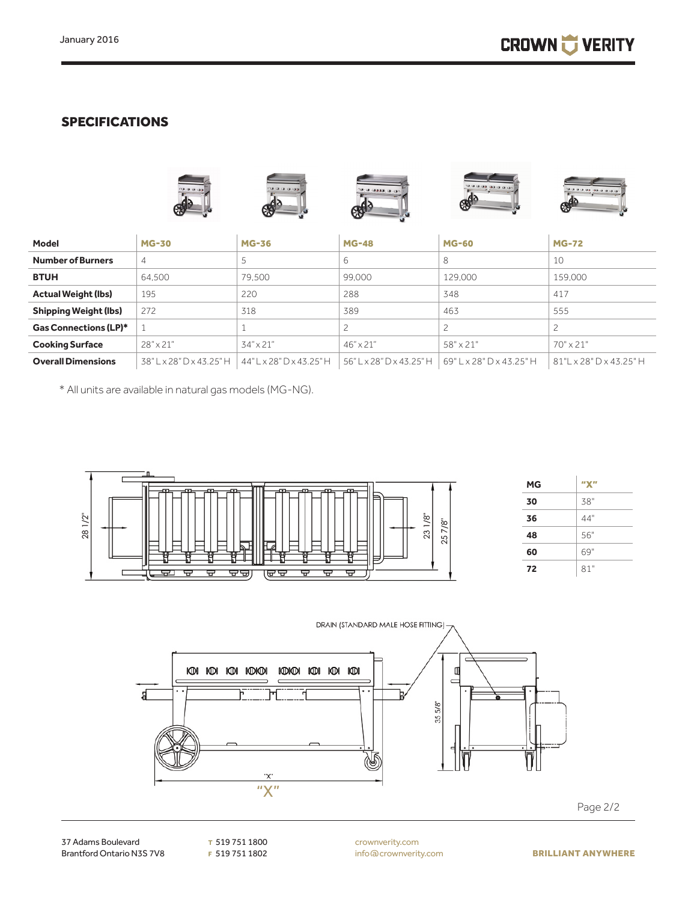## SPECIFICATIONS

| Model | MG-30 | MG-36 | MG-48 | MG-60 | MG-72 |
|---|---|---|---|---|---|
| **Number of Burners** | 4 | 5 | 6 | 8 | 10 |
| **BTUH** | 64,500 | 79,500 | 99,000 | 129,000 | 159,000 |
| **Actual Weight (lbs)** | 195 | 220 | 288 | 348 | 417 |
| **Shipping Weight (lbs)** | 272 | 318 | 389 | 463 | 555 |
| **Gas Connections (LP)*** | 1 | 1 | 2 | 2 | 2 |
| **Cooking Surface** | 28" x 21" | 34" x 21" | 46" x 21" | 58" x 21" | 70" x 21" |
| **Overall Dimensions** | 38" L x 28" D x 43.25" H | 44" L x 28" D x 43.25" H | 56" L x 28" D x 43.25" H | 69" L x 28" D x 43.25" H | 81"L x 28" D x 43.25" H |

* All units are available in natural gas models (MG-NG).

28 1/2"

23 1/8"

25 7/8"

| MG | "X" |
|---|---|
| 30 | 38" |
| 36 | 44" |
| 48 | 56" |
| 60 | 69" |
| 72 | 81" |

DRAIN (STANDARD MALE HOSE FITTING)

35 5/8"

"X"

37 Adams Boulevard
Brantford Ontario N3S 7V8

T 519 751 1800
F 519 751 1802

crownverity.com
info@crownverity.com

BRILLIANT ANYWHERE